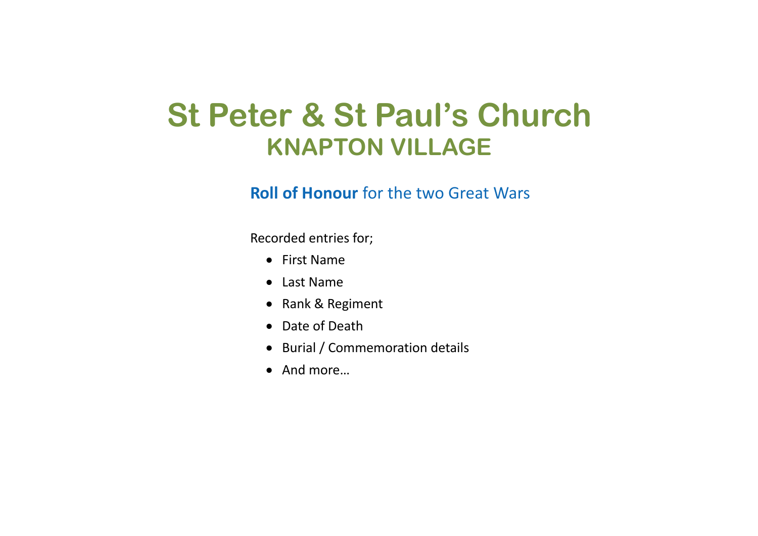# St Peter & St Paul's Church

## KNAPTON VILLAGE

**Roll of Honour** for the two Great Wars

Recorded entries for;

- First Name
- Last Name
- Rank & Regiment
- Date of Death
- Burial / Commemoration details
- And more…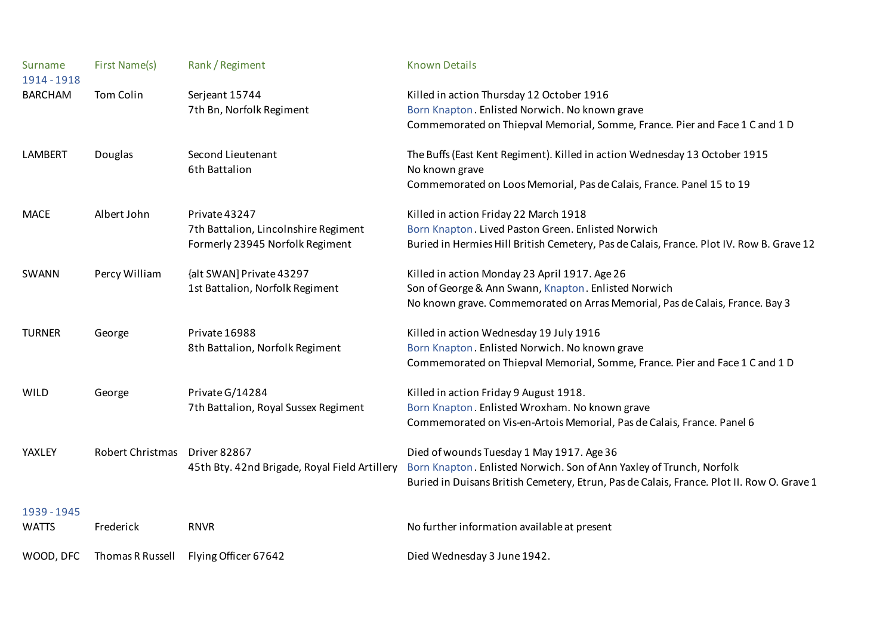| Surname | First Name(s) | Rank / Regiment | Known Details |
|---|---|---|---|
| 1914 - 1918 | | | |
| BARCHAM | Tom Colin | Serjeant 15744<br>7th Bn, Norfolk Regiment | Killed in action Thursday 12 October 1916<br>Born Knapton. Enlisted Norwich. No known grave<br>Commemorated on Thiepval Memorial, Somme, France. Pier and Face 1 C and 1 D |
| LAMBERT | Douglas | Second Lieutenant<br>6th Battalion | The Buffs (East Kent Regiment). Killed in action Wednesday 13 October 1915<br>No known grave<br>Commemorated on Loos Memorial, Pas de Calais, France. Panel 15 to 19 |
| MACE | Albert John | Private 43247<br>7th Battalion, Lincolnshire Regiment<br>Formerly 23945 Norfolk Regiment | Killed in action Friday 22 March 1918<br>Born Knapton. Lived Paston Green. Enlisted Norwich<br>Buried in Hermies Hill British Cemetery, Pas de Calais, France. Plot IV. Row B. Grave 12 |
| SWANN | Percy William | {alt SWAN] Private 43297<br>1st Battalion, Norfolk Regiment | Killed in action Monday 23 April 1917. Age 26<br>Son of George & Ann Swann, Knapton. Enlisted Norwich<br>No known grave. Commemorated on Arras Memorial, Pas de Calais, France. Bay 3 |
| TURNER | George | Private 16988<br>8th Battalion, Norfolk Regiment | Killed in action Wednesday 19 July 1916<br>Born Knapton. Enlisted Norwich. No known grave<br>Commemorated on Thiepval Memorial, Somme, France. Pier and Face 1 C and 1 D |
| WILD | George | Private G/14284<br>7th Battalion, Royal Sussex Regiment | Killed in action Friday 9 August 1918.<br>Born Knapton. Enlisted Wroxham. No known grave<br>Commemorated on Vis-en-Artois Memorial, Pas de Calais, France. Panel 6 |
| YAXLEY | Robert Christmas | Driver 82867<br>45th Bty. 42nd Brigade, Royal Field Artillery | Died of wounds Tuesday 1 May 1917. Age 36<br>Born Knapton. Enlisted Norwich. Son of Ann Yaxley of Trunch, Norfolk<br>Buried in Duisans British Cemetery, Etrun, Pas de Calais, France. Plot II. Row O. Grave 1 |
| 1939 - 1945 | | | |
| WATTS | Frederick | RNVR | No further information available at present |
| WOOD, DFC | Thomas R Russell | Flying Officer 67642 | Died Wednesday 3 June 1942. |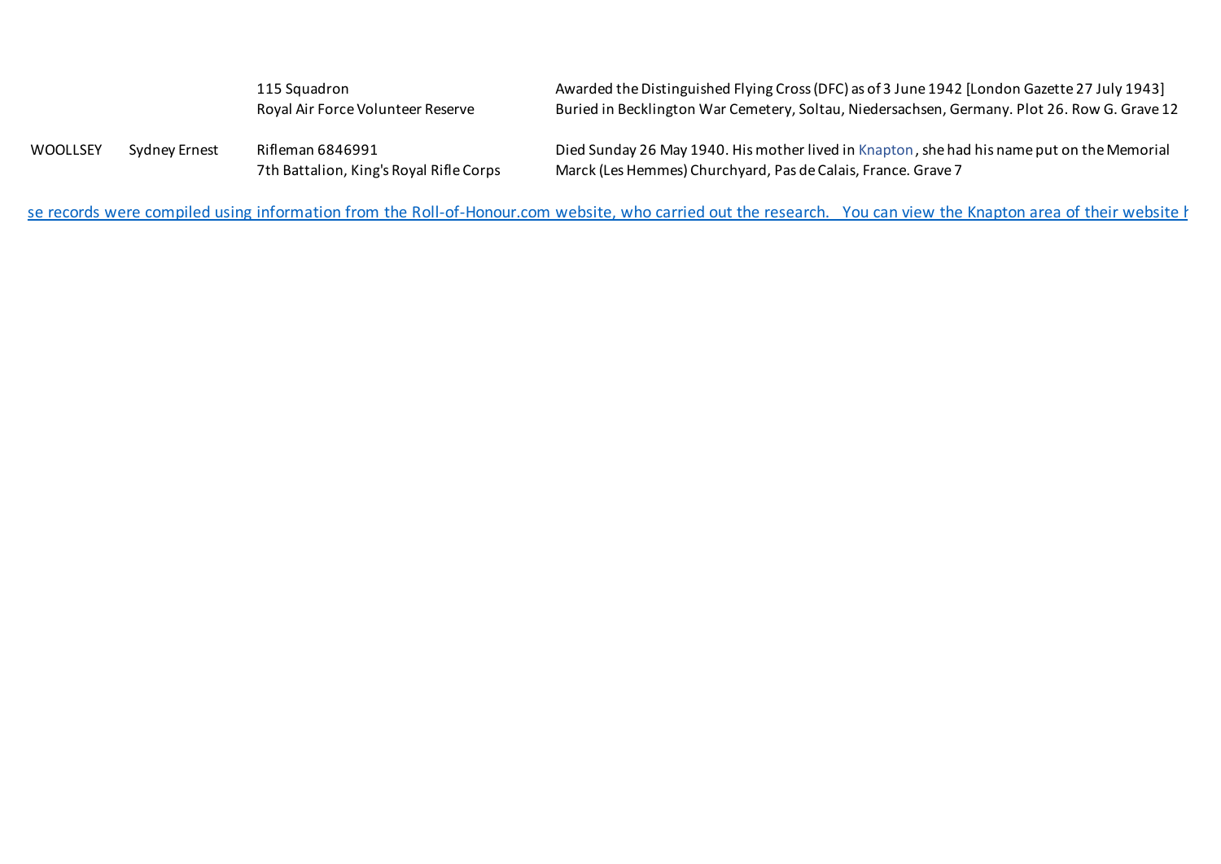| | | | |
|---|---|---|---|
| | | 115 Squadron<br>Royal Air Force Volunteer Reserve | Awarded the Distinguished Flying Cross (DFC) as of 3 June 1942 [London Gazette 27 July 1943]<br>Buried in Becklington War Cemetery, Soltau, Niedersachsen, Germany. Plot 26. Row G. Grave 12 |
| WOOLLSEY | Sydney Ernest | Rifleman 6846991<br>7th Battalion, King's Royal Rifle Corps | Died Sunday 26 May 1940. His mother lived in Knapton, she had his name put on the Memorial<br>Marck (Les Hemmes) Churchyard, Pas de Calais, France. Grave 7 |

se records were compiled using information from the Roll-of-Honour.com website, who carried out the research. You can view the Knapton area of their website h